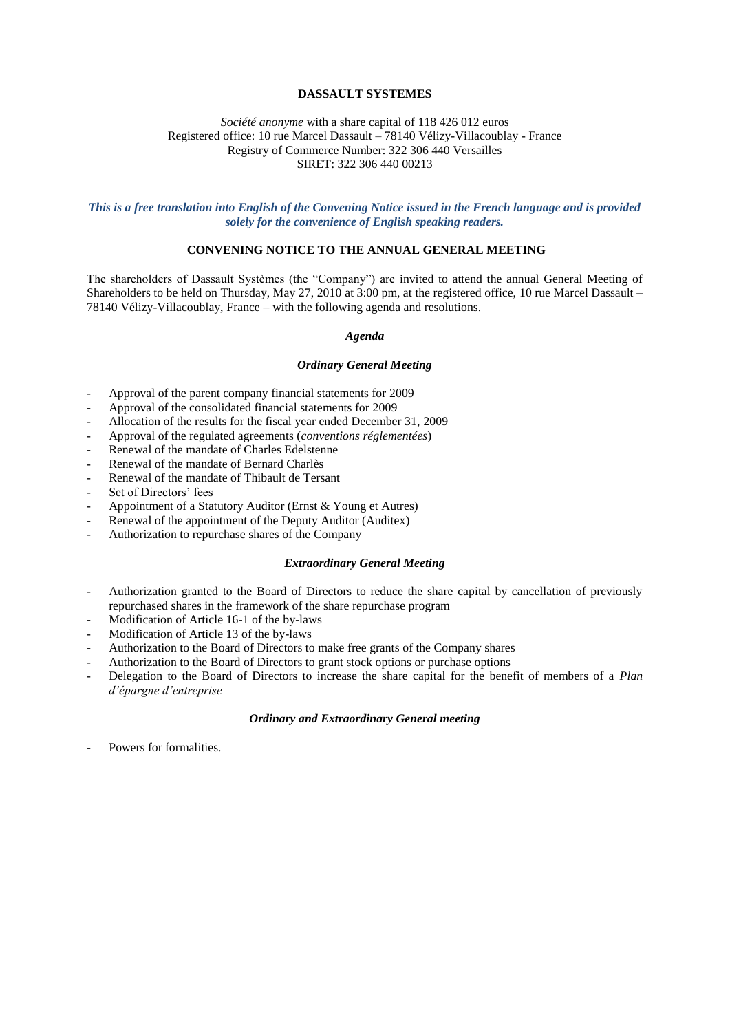# DASSAULT SYSTEMES

*Société anonyme* with a share capital of 118 426 012 euros
Registered office: 10 rue Marcel Dassault – 78140 Vélizy-Villacoublay - France
Registry of Commerce Number: 322 306 440 Versailles
SIRET: 322 306 440 00213

***This is a free translation into English of the Convening Notice issued in the French language and is provided solely for the convenience of English speaking readers.***

## CONVENING NOTICE TO THE ANNUAL GENERAL MEETING

The shareholders of Dassault Systèmes (the "Company") are invited to attend the annual General Meeting of Shareholders to be held on Thursday, May 27, 2010 at 3:00 pm, at the registered office, 10 rue Marcel Dassault – 78140 Vélizy-Villacoublay, France – with the following agenda and resolutions.

### *Agenda*

#### *Ordinary General Meeting*

- Approval of the parent company financial statements for 2009
- Approval of the consolidated financial statements for 2009
- Allocation of the results for the fiscal year ended December 31, 2009
- Approval of the regulated agreements (*conventions réglementées*)
- Renewal of the mandate of Charles Edelstenne
- Renewal of the mandate of Bernard Charlès
- Renewal of the mandate of Thibault de Tersant
- Set of Directors' fees
- Appointment of a Statutory Auditor (Ernst & Young et Autres)
- Renewal of the appointment of the Deputy Auditor (Auditex)
- Authorization to repurchase shares of the Company

#### *Extraordinary General Meeting*

- Authorization granted to the Board of Directors to reduce the share capital by cancellation of previously repurchased shares in the framework of the share repurchase program
- Modification of Article 16-1 of the by-laws
- Modification of Article 13 of the by-laws
- Authorization to the Board of Directors to make free grants of the Company shares
- Authorization to the Board of Directors to grant stock options or purchase options
- Delegation to the Board of Directors to increase the share capital for the benefit of members of a *Plan d'épargne d'entreprise*

#### *Ordinary and Extraordinary General meeting*

- Powers for formalities.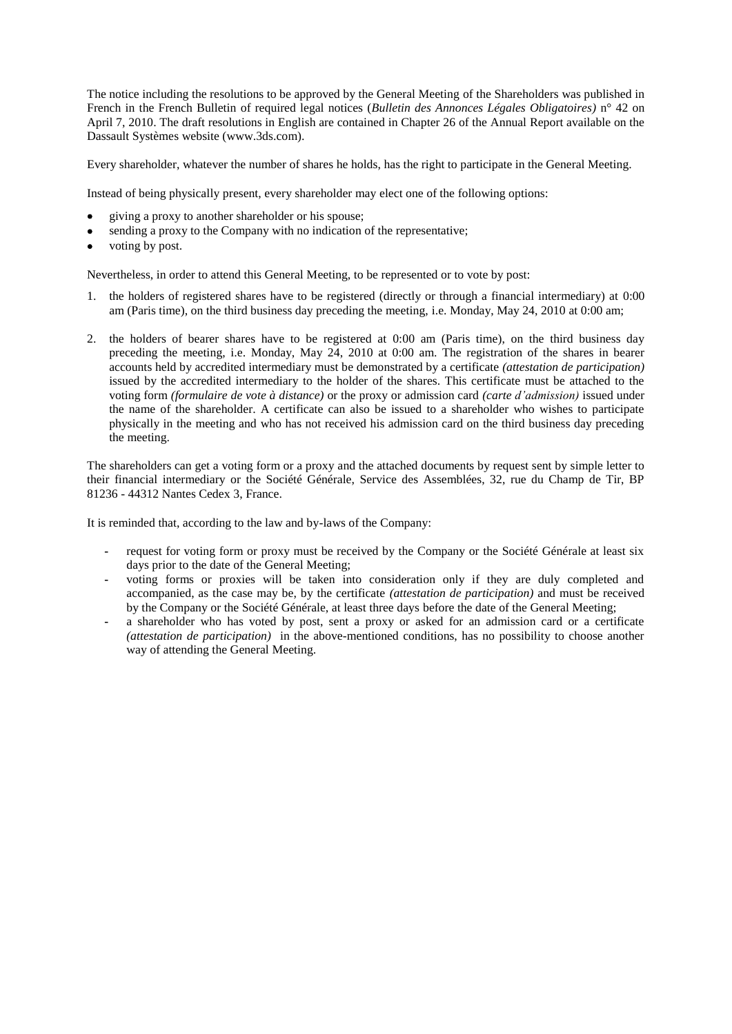The notice including the resolutions to be approved by the General Meeting of the Shareholders was published in French in the French Bulletin of required legal notices (*Bulletin des Annonces Légales Obligatoires)* n° 42 on April 7, 2010. The draft resolutions in English are contained in Chapter 26 of the Annual Report available on the Dassault Systèmes website (www.3ds.com).

Every shareholder, whatever the number of shares he holds, has the right to participate in the General Meeting.

Instead of being physically present, every shareholder may elect one of the following options:

- giving a proxy to another shareholder or his spouse;
- sending a proxy to the Company with no indication of the representative;
- voting by post.

Nevertheless, in order to attend this General Meeting, to be represented or to vote by post:

1. the holders of registered shares have to be registered (directly or through a financial intermediary) at 0:00 am (Paris time), on the third business day preceding the meeting, i.e. Monday, May 24, 2010 at 0:00 am;

2. the holders of bearer shares have to be registered at 0:00 am (Paris time), on the third business day preceding the meeting, i.e. Monday, May 24, 2010 at 0:00 am. The registration of the shares in bearer accounts held by accredited intermediary must be demonstrated by a certificate *(attestation de participation)* issued by the accredited intermediary to the holder of the shares. This certificate must be attached to the voting form *(formulaire de vote à distance)* or the proxy or admission card *(carte d'admission)* issued under the name of the shareholder. A certificate can also be issued to a shareholder who wishes to participate physically in the meeting and who has not received his admission card on the third business day preceding the meeting.

The shareholders can get a voting form or a proxy and the attached documents by request sent by simple letter to their financial intermediary or the Société Générale, Service des Assemblées, 32, rue du Champ de Tir, BP 81236 - 44312 Nantes Cedex 3, France.

It is reminded that, according to the law and by-laws of the Company:

- request for voting form or proxy must be received by the Company or the Société Générale at least six days prior to the date of the General Meeting;
- voting forms or proxies will be taken into consideration only if they are duly completed and accompanied, as the case may be, by the certificate *(attestation de participation)* and must be received by the Company or the Société Générale, at least three days before the date of the General Meeting;
- a shareholder who has voted by post, sent a proxy or asked for an admission card or a certificate *(attestation de participation)* in the above-mentioned conditions, has no possibility to choose another way of attending the General Meeting.